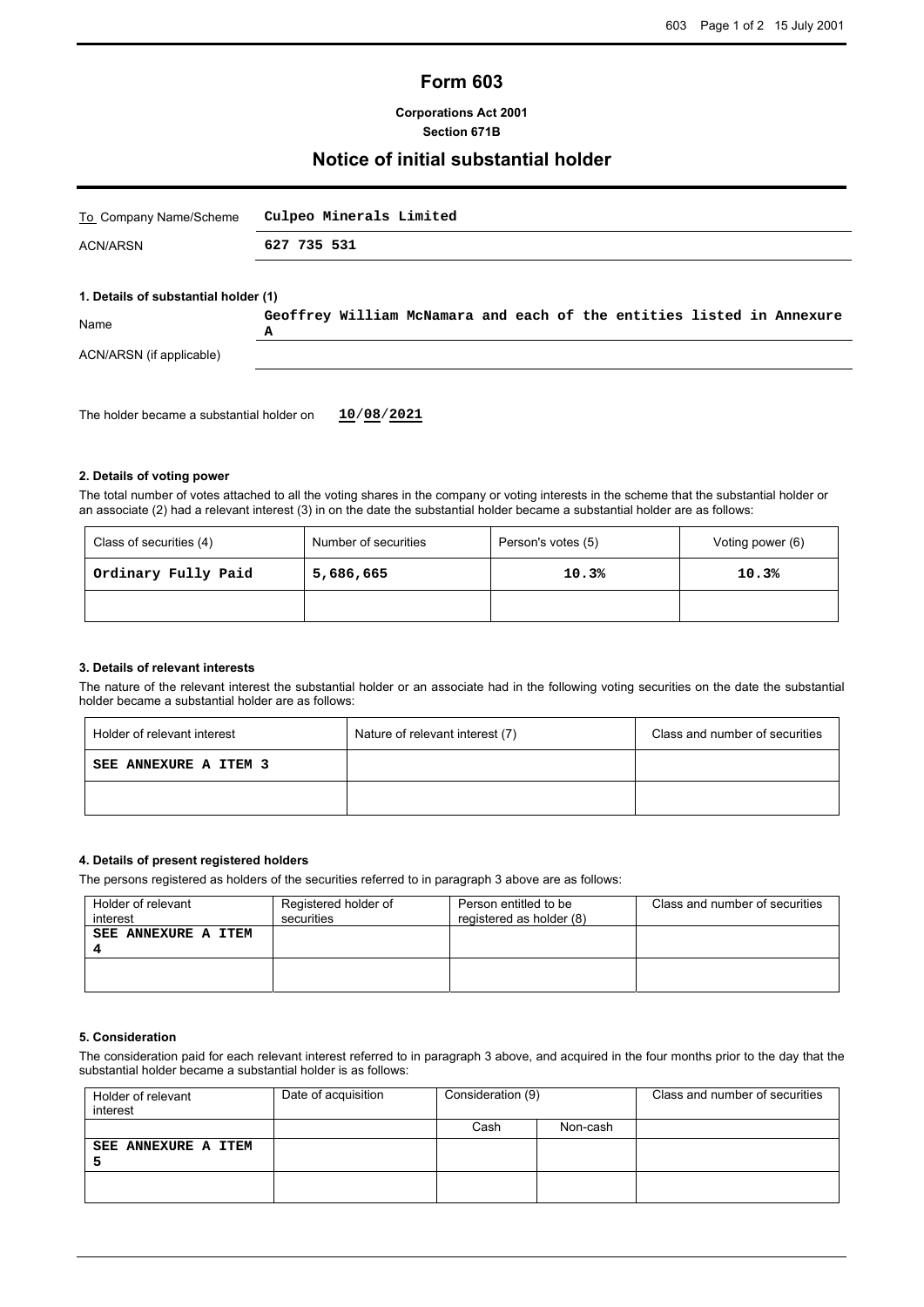# Form 603

**Corporations Act 2001**
**Section 671B**

## Notice of initial substantial holder

| | |
|---|---|
| To Company Name/Scheme | Culpeo Minerals Limited |
| ACN/ARSN | 627 735 531 |

**1. Details of substantial holder (1)**

| | |
|---|---|
| Name | Geoffrey William McNamara and each of the entities listed in Annexure A |
| ACN/ARSN (if applicable) | |

The holder became a substantial holder on 10/08/2021

**2. Details of voting power**

The total number of votes attached to all the voting shares in the company or voting interests in the scheme that the substantial holder or an associate (2) had a relevant interest (3) in on the date the substantial holder became a substantial holder are as follows:

| Class of securities (4) | Number of securities | Person's votes (5) | Voting power (6) |
|---|---|---|---|
| Ordinary Fully Paid | 5,686,665 | 10.3% | 10.3% |
| | | | |

**3. Details of relevant interests**

The nature of the relevant interest the substantial holder or an associate had in the following voting securities on the date the substantial holder became a substantial holder are as follows:

| Holder of relevant interest | Nature of relevant interest (7) | Class and number of securities |
|---|---|---|
| SEE ANNEXURE A ITEM 3 | | |
| | | |

**4. Details of present registered holders**

The persons registered as holders of the securities referred to in paragraph 3 above are as follows:

| Holder of relevant interest | Registered holder of securities | Person entitled to be registered as holder (8) | Class and number of securities |
|---|---|---|---|
| SEE ANNEXURE A ITEM 4 | | | |
| | | | |

**5. Consideration**

The consideration paid for each relevant interest referred to in paragraph 3 above, and acquired in the four months prior to the day that the substantial holder became a substantial holder is as follows:

| Holder of relevant interest | Date of acquisition | Consideration (9) | | Class and number of securities |
|---|---|---|---|---|
| | | Cash | Non-cash | |
| SEE ANNEXURE A ITEM 5 | | | | |
| | | | | |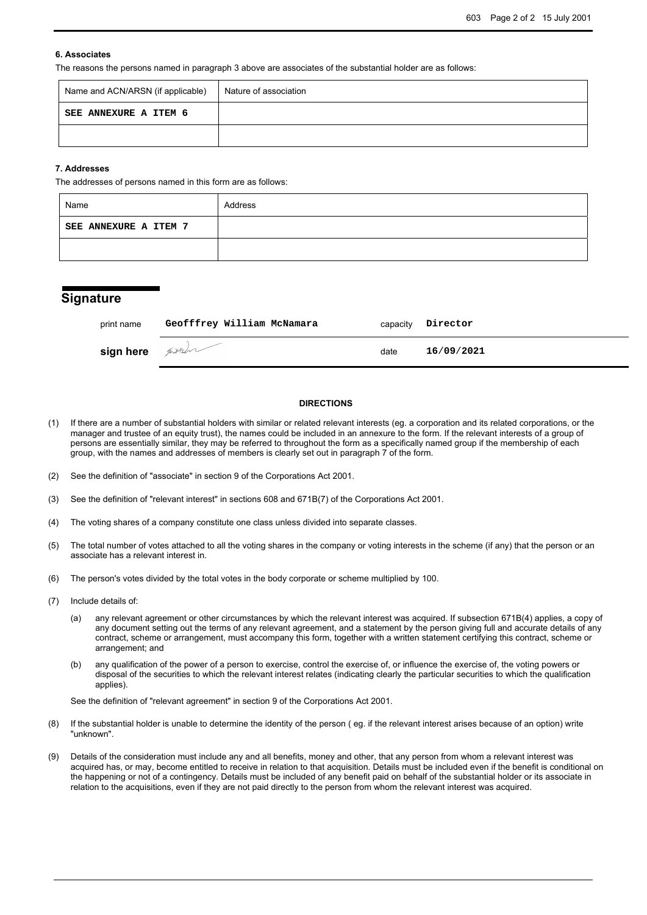### 6. Associates

The reasons the persons named in paragraph 3 above are associates of the substantial holder are as follows:

| Name and ACN/ARSN (if applicable) | Nature of association |
|---|---|
| SEE ANNEXURE A ITEM 6 | |
| | |

### 7. Addresses

The addresses of persons named in this form are as follows:

| Name | Address |
|---|---|
| SEE ANNEXURE A ITEM 7 | |
| | |

## Signature

| | | | |
|---|---|---|---|
| print name | Geofffrey William McNamara | capacity | Director |
| **sign here** | | date | 16/09/2021 |

**DIRECTIONS**

(1) If there are a number of substantial holders with similar or related relevant interests (eg. a corporation and its related corporations, or the manager and trustee of an equity trust), the names could be included in an annexure to the form. If the relevant interests of a group of persons are essentially similar, they may be referred to throughout the form as a specifically named group if the membership of each group, with the names and addresses of members is clearly set out in paragraph 7 of the form.

(2) See the definition of "associate" in section 9 of the Corporations Act 2001.

(3) See the definition of "relevant interest" in sections 608 and 671B(7) of the Corporations Act 2001.

(4) The voting shares of a company constitute one class unless divided into separate classes.

(5) The total number of votes attached to all the voting shares in the company or voting interests in the scheme (if any) that the person or an associate has a relevant interest in.

(6) The person's votes divided by the total votes in the body corporate or scheme multiplied by 100.

(7) Include details of:

(a) any relevant agreement or other circumstances by which the relevant interest was acquired. If subsection 671B(4) applies, a copy of any document setting out the terms of any relevant agreement, and a statement by the person giving full and accurate details of any contract, scheme or arrangement, must accompany this form, together with a written statement certifying this contract, scheme or arrangement; and

(b) any qualification of the power of a person to exercise, control the exercise of, or influence the exercise of, the voting powers or disposal of the securities to which the relevant interest relates (indicating clearly the particular securities to which the qualification applies).

See the definition of "relevant agreement" in section 9 of the Corporations Act 2001.

(8) If the substantial holder is unable to determine the identity of the person ( eg. if the relevant interest arises because of an option) write "unknown".

(9) Details of the consideration must include any and all benefits, money and other, that any person from whom a relevant interest was acquired has, or may, become entitled to receive in relation to that acquisition. Details must be included even if the benefit is conditional on the happening or not of a contingency. Details must be included of any benefit paid on behalf of the substantial holder or its associate in relation to the acquisitions, even if they are not paid directly to the person from whom the relevant interest was acquired.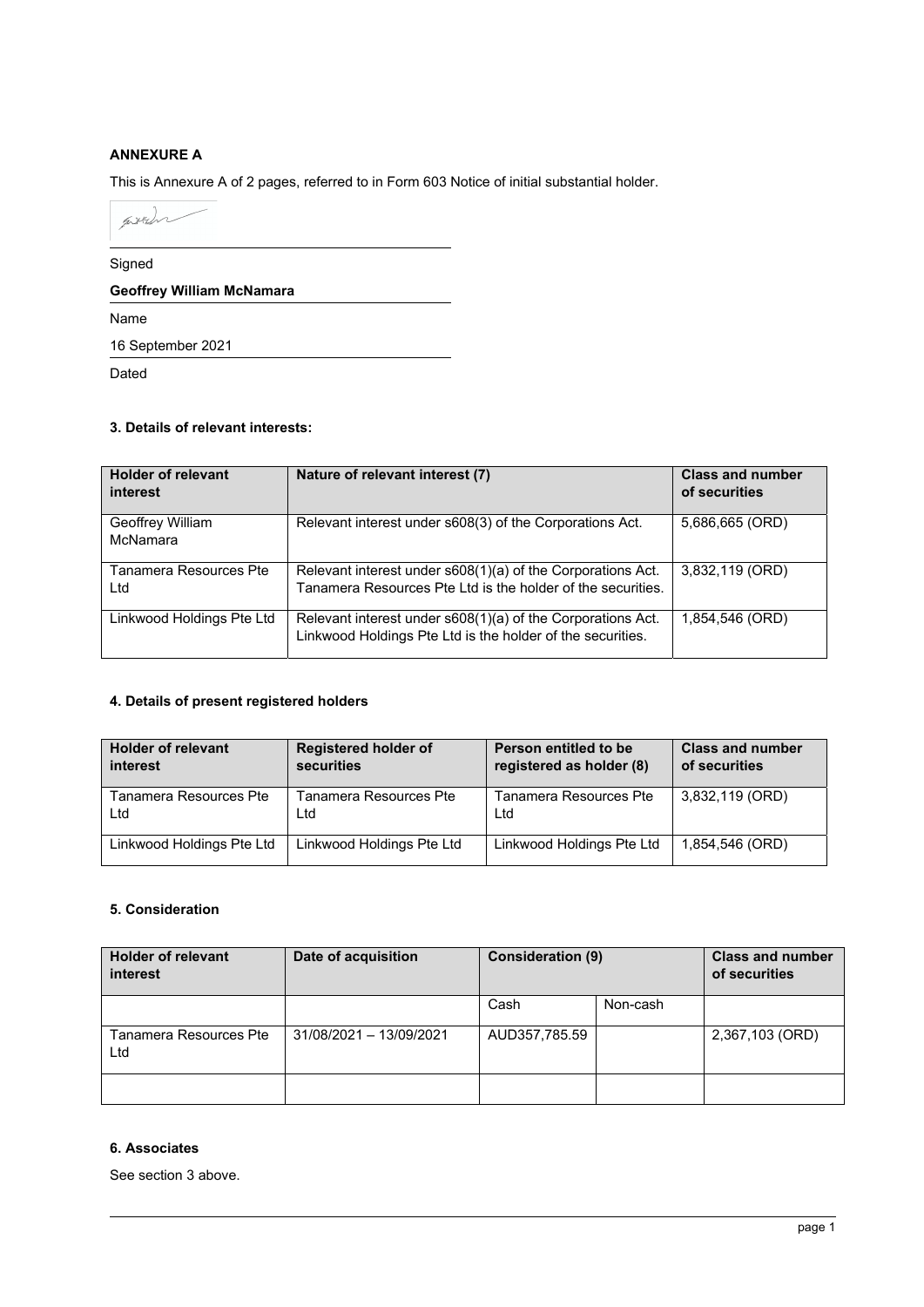**ANNEXURE A**

This is Annexure A of 2 pages, referred to in Form 603 Notice of initial substantial holder.

Signed

**Geoffrey William McNamara**

Name

16 September 2021

Dated

### 3. Details of relevant interests:

| Holder of relevant interest | Nature of relevant interest (7) | Class and number of securities |
|---|---|---|
| Geoffrey William McNamara | Relevant interest under s608(3) of the Corporations Act. | 5,686,665 (ORD) |
| Tanamera Resources Pte Ltd | Relevant interest under s608(1)(a) of the Corporations Act. Tanamera Resources Pte Ltd is the holder of the securities. | 3,832,119 (ORD) |
| Linkwood Holdings Pte Ltd | Relevant interest under s608(1)(a) of the Corporations Act. Linkwood Holdings Pte Ltd is the holder of the securities. | 1,854,546 (ORD) |

### 4. Details of present registered holders

| Holder of relevant interest | Registered holder of securities | Person entitled to be registered as holder (8) | Class and number of securities |
|---|---|---|---|
| Tanamera Resources Pte Ltd | Tanamera Resources Pte Ltd | Tanamera Resources Pte Ltd | 3,832,119 (ORD) |
| Linkwood Holdings Pte Ltd | Linkwood Holdings Pte Ltd | Linkwood Holdings Pte Ltd | 1,854,546 (ORD) |

### 5. Consideration

| Holder of relevant interest | Date of acquisition | Consideration (9) | | Class and number of securities |
|---|---|---|---|---|
| | | Cash | Non-cash | |
| Tanamera Resources Pte Ltd | 31/08/2021 – 13/09/2021 | AUD357,785.59 | | 2,367,103 (ORD) |
| | | | | |

### 6. Associates

See section 3 above.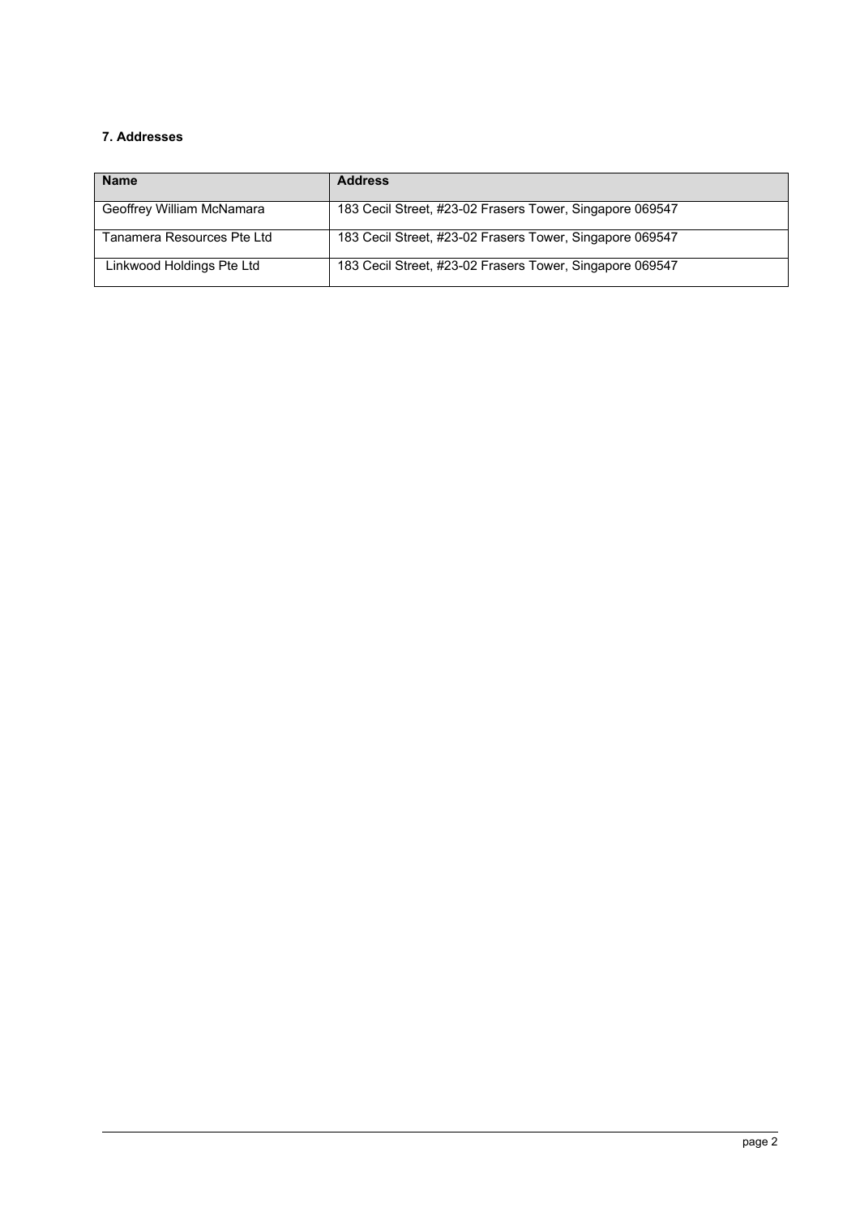**7. Addresses**

| Name | Address |
|---|---|
| Geoffrey William McNamara | 183 Cecil Street, #23-02 Frasers Tower, Singapore 069547 |
| Tanamera Resources Pte Ltd | 183 Cecil Street, #23-02 Frasers Tower, Singapore 069547 |
| Linkwood Holdings Pte Ltd | 183 Cecil Street, #23-02 Frasers Tower, Singapore 069547 |